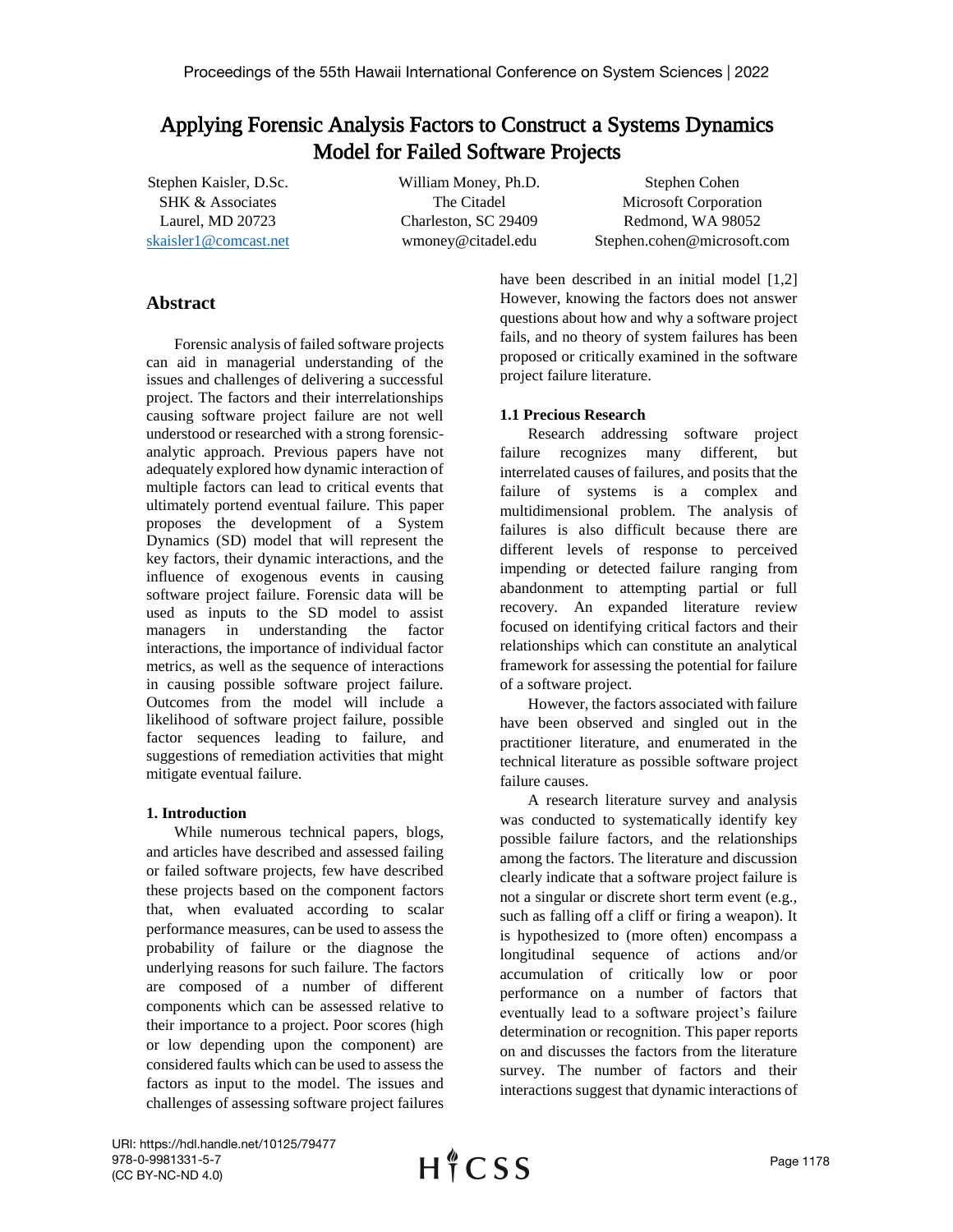# Applying Forensic Analysis Factors to Construct a Systems Dynamics Model for Failed Software Projects

Stephen Kaisler, D.Sc.
SHK & Associates
Laurel, MD 20723
skaisler1@comcast.net

William Money, Ph.D.
The Citadel
Charleston, SC 29409
wmoney@citadel.edu

Stephen Cohen
Microsoft Corporation
Redmond, WA 98052
Stephen.cohen@microsoft.com

## Abstract

Forensic analysis of failed software projects can aid in managerial understanding of the issues and challenges of delivering a successful project. The factors and their interrelationships causing software project failure are not well understood or researched with a strong forensic-analytic approach. Previous papers have not adequately explored how dynamic interaction of multiple factors can lead to critical events that ultimately portend eventual failure. This paper proposes the development of a System Dynamics (SD) model that will represent the key factors, their dynamic interactions, and the influence of exogenous events in causing software project failure. Forensic data will be used as inputs to the SD model to assist managers in understanding the factor interactions, the importance of individual factor metrics, as well as the sequence of interactions in causing possible software project failure. Outcomes from the model will include a likelihood of software project failure, possible factor sequences leading to failure, and suggestions of remediation activities that might mitigate eventual failure.

### 1. Introduction

While numerous technical papers, blogs, and articles have described and assessed failing or failed software projects, few have described these projects based on the component factors that, when evaluated according to scalar performance measures, can be used to assess the probability of failure or the diagnose the underlying reasons for such failure. The factors are composed of a number of different components which can be assessed relative to their importance to a project. Poor scores (high or low depending upon the component) are considered faults which can be used to assess the factors as input to the model. The issues and challenges of assessing software project failures have been described in an initial model [1,2] However, knowing the factors does not answer questions about how and why a software project fails, and no theory of system failures has been proposed or critically examined in the software project failure literature.

#### 1.1 Precious Research

Research addressing software project failure recognizes many different, but interrelated causes of failures, and posits that the failure of systems is a complex and multidimensional problem. The analysis of failures is also difficult because there are different levels of response to perceived impending or detected failure ranging from abandonment to attempting partial or full recovery. An expanded literature review focused on identifying critical factors and their relationships which can constitute an analytical framework for assessing the potential for failure of a software project.

However, the factors associated with failure have been observed and singled out in the practitioner literature, and enumerated in the technical literature as possible software project failure causes.

A research literature survey and analysis was conducted to systematically identify key possible failure factors, and the relationships among the factors. The literature and discussion clearly indicate that a software project failure is not a singular or discrete short term event (e.g., such as falling off a cliff or firing a weapon). It is hypothesized to (more often) encompass a longitudinal sequence of actions and/or accumulation of critically low or poor performance on a number of factors that eventually lead to a software project's failure determination or recognition. This paper reports on and discusses the factors from the literature survey. The number of factors and their interactions suggest that dynamic interactions of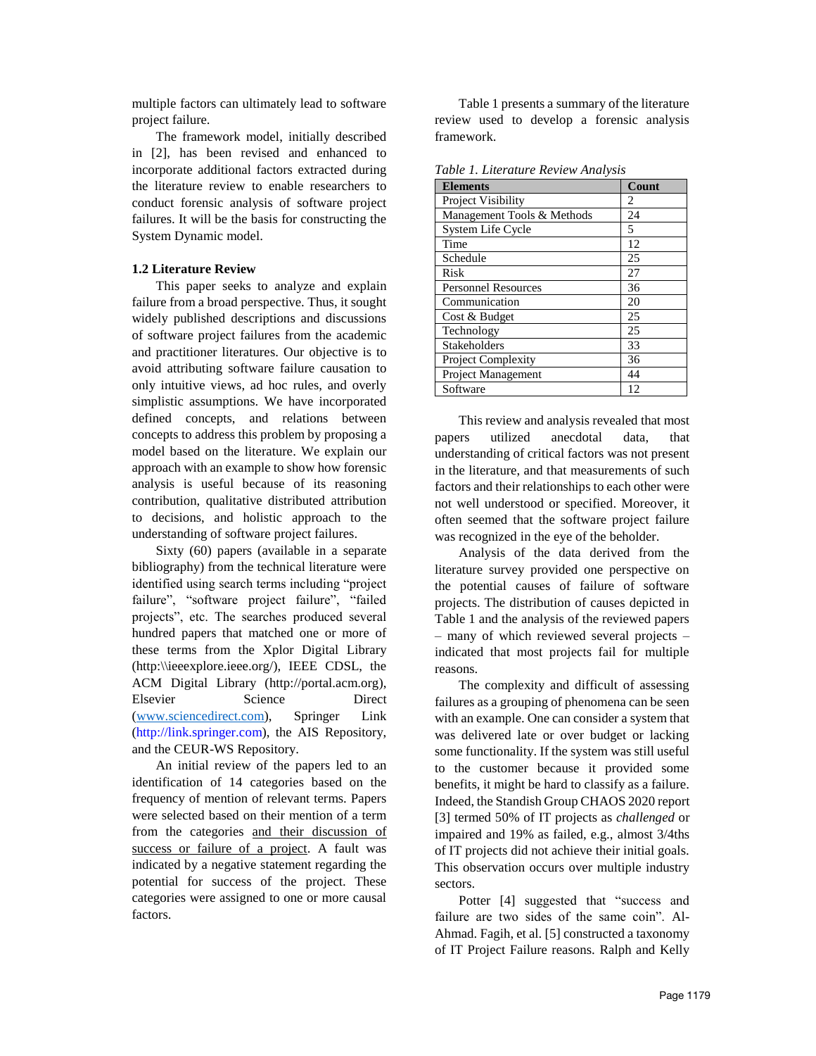multiple factors can ultimately lead to software project failure.

The framework model, initially described in [2], has been revised and enhanced to incorporate additional factors extracted during the literature review to enable researchers to conduct forensic analysis of software project failures. It will be the basis for constructing the System Dynamic model.

### 1.2 Literature Review

This paper seeks to analyze and explain failure from a broad perspective. Thus, it sought widely published descriptions and discussions of software project failures from the academic and practitioner literatures. Our objective is to avoid attributing software failure causation to only intuitive views, ad hoc rules, and overly simplistic assumptions. We have incorporated defined concepts, and relations between concepts to address this problem by proposing a model based on the literature. We explain our approach with an example to show how forensic analysis is useful because of its reasoning contribution, qualitative distributed attribution to decisions, and holistic approach to the understanding of software project failures.

Sixty (60) papers (available in a separate bibliography) from the technical literature were identified using search terms including "project failure", "software project failure", "failed projects", etc. The searches produced several hundred papers that matched one or more of these terms from the Xplor Digital Library (http:\\ieeexplore.ieee.org/), IEEE CDSL, the ACM Digital Library (http://portal.acm.org), Elsevier Science Direct (www.sciencedirect.com), Springer Link (http://link.springer.com), the AIS Repository, and the CEUR-WS Repository.

An initial review of the papers led to an identification of 14 categories based on the frequency of mention of relevant terms. Papers were selected based on their mention of a term from the categories and their discussion of success or failure of a project. A fault was indicated by a negative statement regarding the potential for success of the project. These categories were assigned to one or more causal factors.

Table 1 presents a summary of the literature review used to develop a forensic analysis framework.

*Table 1. Literature Review Analysis*

| Elements | Count |
|---|---|
| Project Visibility | 2 |
| Management Tools & Methods | 24 |
| System Life Cycle | 5 |
| Time | 12 |
| Schedule | 25 |
| Risk | 27 |
| Personnel Resources | 36 |
| Communication | 20 |
| Cost & Budget | 25 |
| Technology | 25 |
| Stakeholders | 33 |
| Project Complexity | 36 |
| Project Management | 44 |
| Software | 12 |

This review and analysis revealed that most papers utilized anecdotal data, that understanding of critical factors was not present in the literature, and that measurements of such factors and their relationships to each other were not well understood or specified. Moreover, it often seemed that the software project failure was recognized in the eye of the beholder.

Analysis of the data derived from the literature survey provided one perspective on the potential causes of failure of software projects. The distribution of causes depicted in Table 1 and the analysis of the reviewed papers – many of which reviewed several projects – indicated that most projects fail for multiple reasons.

The complexity and difficult of assessing failures as a grouping of phenomena can be seen with an example. One can consider a system that was delivered late or over budget or lacking some functionality. If the system was still useful to the customer because it provided some benefits, it might be hard to classify as a failure. Indeed, the Standish Group CHAOS 2020 report [3] termed 50% of IT projects as *challenged* or impaired and 19% as failed, e.g., almost 3/4ths of IT projects did not achieve their initial goals. This observation occurs over multiple industry sectors.

Potter [4] suggested that "success and failure are two sides of the same coin". Al-Ahmad. Fagih, et al. [5] constructed a taxonomy of IT Project Failure reasons. Ralph and Kelly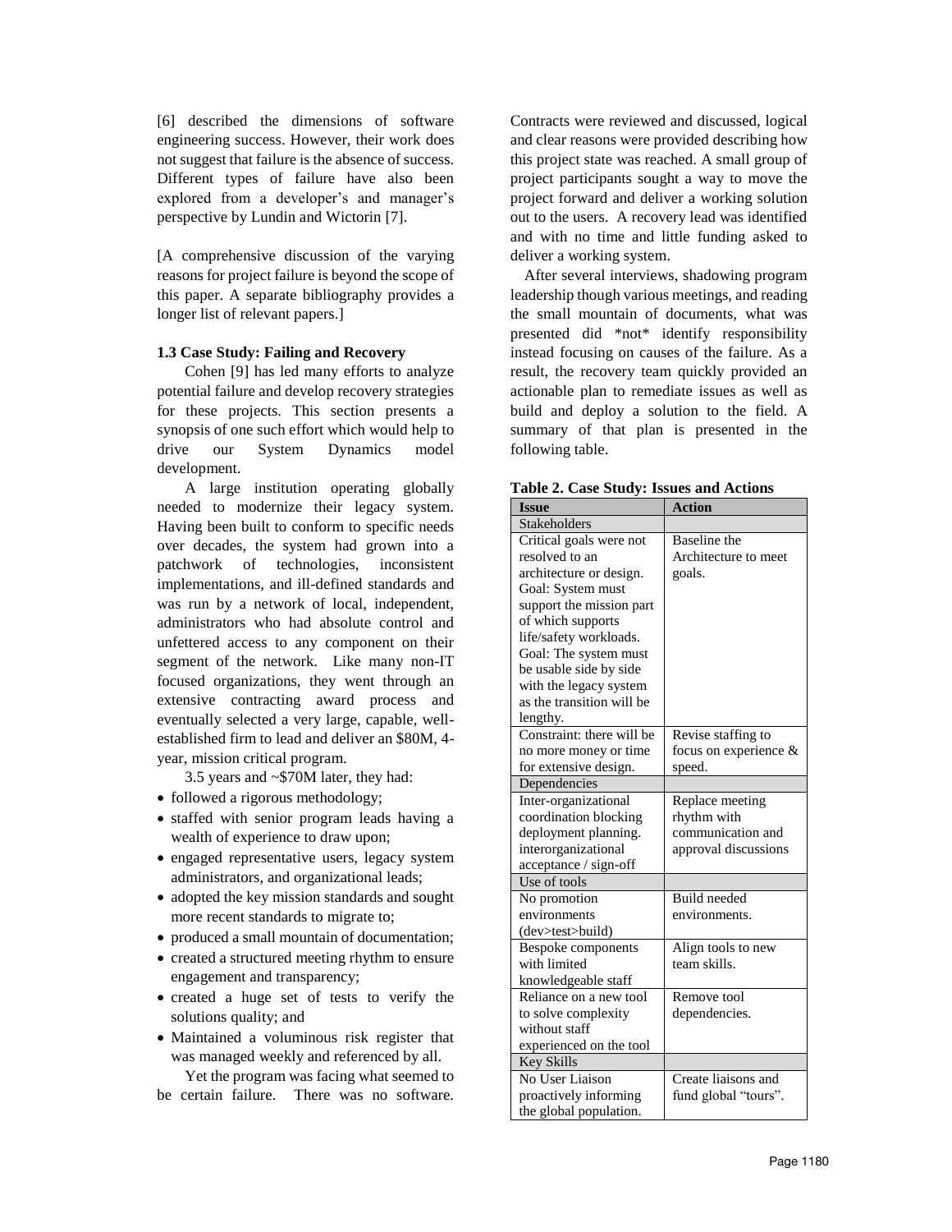[6] described the dimensions of software engineering success. However, their work does not suggest that failure is the absence of success. Different types of failure have also been explored from a developer's and manager's perspective by Lundin and Wictorin [7].

[A comprehensive discussion of the varying reasons for project failure is beyond the scope of this paper. A separate bibliography provides a longer list of relevant papers.]

### 1.3 Case Study: Failing and Recovery

Cohen [9] has led many efforts to analyze potential failure and develop recovery strategies for these projects. This section presents a synopsis of one such effort which would help to drive our System Dynamics model development.

A large institution operating globally needed to modernize their legacy system. Having been built to conform to specific needs over decades, the system had grown into a patchwork of technologies, inconsistent implementations, and ill-defined standards and was run by a network of local, independent, administrators who had absolute control and unfettered access to any component on their segment of the network. Like many non-IT focused organizations, they went through an extensive contracting award process and eventually selected a very large, capable, well-established firm to lead and deliver an $80M, 4-year, mission critical program.

3.5 years and ~$70M later, they had:

- followed a rigorous methodology;
- staffed with senior program leads having a wealth of experience to draw upon;
- engaged representative users, legacy system administrators, and organizational leads;
- adopted the key mission standards and sought more recent standards to migrate to;
- produced a small mountain of documentation;
- created a structured meeting rhythm to ensure engagement and transparency;
- created a huge set of tests to verify the solutions quality; and
- Maintained a voluminous risk register that was managed weekly and referenced by all.

Yet the program was facing what seemed to be certain failure. There was no software. Contracts were reviewed and discussed, logical and clear reasons were provided describing how this project state was reached. A small group of project participants sought a way to move the project forward and deliver a working solution out to the users. A recovery lead was identified and with no time and little funding asked to deliver a working system.

After several interviews, shadowing program leadership though various meetings, and reading the small mountain of documents, what was presented did *not* identify responsibility instead focusing on causes of the failure. As a result, the recovery team quickly provided an actionable plan to remediate issues as well as build and deploy a solution to the field. A summary of that plan is presented in the following table.

**Table 2. Case Study: Issues and Actions**

| Issue | Action |
|---|---|
| Stakeholders | |
| Critical goals were not resolved to an architecture or design. Goal: System must support the mission part of which supports life/safety workloads. Goal: The system must be usable side by side with the legacy system as the transition will be lengthy. | Baseline the Architecture to meet goals. |
| Constraint: there will be no more money or time for extensive design. | Revise staffing to focus on experience & speed. |
| Dependencies | |
| Inter-organizational coordination blocking deployment planning. interorganizational acceptance / sign-off | Replace meeting rhythm with communication and approval discussions |
| Use of tools | |
| No promotion environments (dev>test>build) | Build needed environments. |
| Bespoke components with limited knowledgeable staff | Align tools to new team skills. |
| Reliance on a new tool to solve complexity without staff experienced on the tool | Remove tool dependencies. |
| Key Skills | |
| No User Liaison proactively informing the global population. | Create liaisons and fund global "tours". |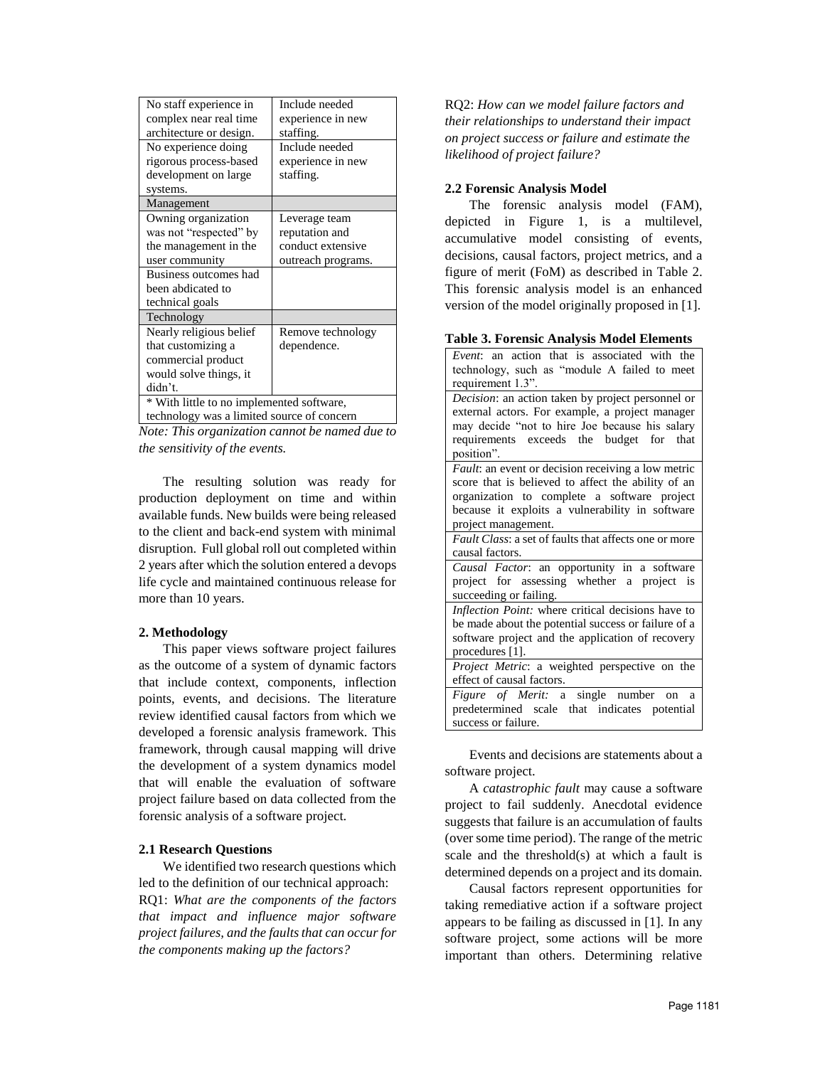| | |
|---|---|
| No staff experience in complex near real time architecture or design. | Include needed experience in new staffing. |
| No experience doing rigorous process-based development on large systems. | Include needed experience in new staffing. |
| Management | |
| Owning organization was not "respected" by the management in the user community | Leverage team reputation and conduct extensive outreach programs. |
| Business outcomes had been abdicated to technical goals | |
| Technology | |
| Nearly religious belief that customizing a commercial product would solve things, it didn't. | Remove technology dependence. |
| * With little to no implemented software, technology was a limited source of concern | |

*Note: This organization cannot be named due to the sensitivity of the events.*

The resulting solution was ready for production deployment on time and within available funds. New builds were being released to the client and back-end system with minimal disruption. Full global roll out completed within 2 years after which the solution entered a devops life cycle and maintained continuous release for more than 10 years.

### 2. Methodology

This paper views software project failures as the outcome of a system of dynamic factors that include context, components, inflection points, events, and decisions. The literature review identified causal factors from which we developed a forensic analysis framework. This framework, through causal mapping will drive the development of a system dynamics model that will enable the evaluation of software project failure based on data collected from the forensic analysis of a software project.

### 2.1 Research Questions

We identified two research questions which led to the definition of our technical approach:

RQ1: *What are the components of the factors that impact and influence major software project failures, and the faults that can occur for the components making up the factors?*

RQ2: *How can we model failure factors and their relationships to understand their impact on project success or failure and estimate the likelihood of project failure?*

### 2.2 Forensic Analysis Model

The forensic analysis model (FAM), depicted in Figure 1, is a multilevel, accumulative model consisting of events, decisions, causal factors, project metrics, and a figure of merit (FoM) as described in Table 2. This forensic analysis model is an enhanced version of the model originally proposed in [1].

**Table 3. Forensic Analysis Model Elements**

| |
|---|
| *Event*: an action that is associated with the technology, such as "module A failed to meet requirement 1.3". |
| *Decision*: an action taken by project personnel or external actors. For example, a project manager may decide "not to hire Joe because his salary requirements exceeds the budget for that position". |
| *Fault*: an event or decision receiving a low metric score that is believed to affect the ability of an organization to complete a software project because it exploits a vulnerability in software project management. |
| *Fault Class*: a set of faults that affects one or more causal factors. |
| *Causal Factor*: an opportunity in a software project for assessing whether a project is succeeding or failing. |
| *Inflection Point:* where critical decisions have to be made about the potential success or failure of a software project and the application of recovery procedures [1]. |
| *Project Metric*: a weighted perspective on the effect of causal factors. |
| *Figure of Merit:* a single number on a predetermined scale that indicates potential success or failure. |

Events and decisions are statements about a software project.

A *catastrophic fault* may cause a software project to fail suddenly. Anecdotal evidence suggests that failure is an accumulation of faults (over some time period). The range of the metric scale and the threshold(s) at which a fault is determined depends on a project and its domain.

Causal factors represent opportunities for taking remediative action if a software project appears to be failing as discussed in [1]. In any software project, some actions will be more important than others. Determining relative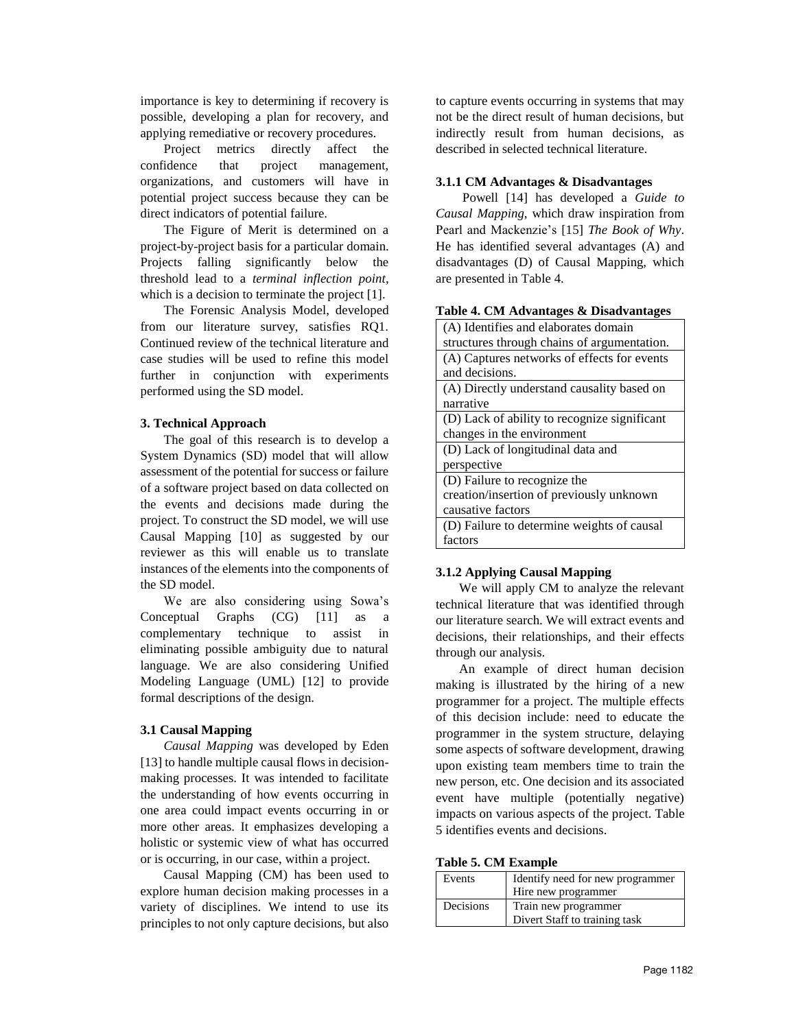importance is key to determining if recovery is possible, developing a plan for recovery, and applying remediative or recovery procedures.

Project metrics directly affect the confidence that project management, organizations, and customers will have in potential project success because they can be direct indicators of potential failure.

The Figure of Merit is determined on a project-by-project basis for a particular domain. Projects falling significantly below the threshold lead to a *terminal inflection point*, which is a decision to terminate the project [1].

The Forensic Analysis Model, developed from our literature survey, satisfies RQ1. Continued review of the technical literature and case studies will be used to refine this model further in conjunction with experiments performed using the SD model.

### 3. Technical Approach

The goal of this research is to develop a System Dynamics (SD) model that will allow assessment of the potential for success or failure of a software project based on data collected on the events and decisions made during the project. To construct the SD model, we will use Causal Mapping [10] as suggested by our reviewer as this will enable us to translate instances of the elements into the components of the SD model.

We are also considering using Sowa's Conceptual Graphs (CG) [11] as a complementary technique to assist in eliminating possible ambiguity due to natural language. We are also considering Unified Modeling Language (UML) [12] to provide formal descriptions of the design.

#### 3.1 Causal Mapping

*Causal Mapping* was developed by Eden [13] to handle multiple causal flows in decision-making processes. It was intended to facilitate the understanding of how events occurring in one area could impact events occurring in or more other areas. It emphasizes developing a holistic or systemic view of what has occurred or is occurring, in our case, within a project.

Causal Mapping (CM) has been used to explore human decision making processes in a variety of disciplines. We intend to use its principles to not only capture decisions, but also to capture events occurring in systems that may not be the direct result of human decisions, but indirectly result from human decisions, as described in selected technical literature.

##### 3.1.1 CM Advantages & Disadvantages

Powell [14] has developed a *Guide to Causal Mapping*, which draw inspiration from Pearl and Mackenzie's [15] *The Book of Why*. He has identified several advantages (A) and disadvantages (D) of Causal Mapping, which are presented in Table 4.

**Table 4. CM Advantages & Disadvantages**

| |
|---|
| (A) Identifies and elaborates domain structures through chains of argumentation. |
| (A) Captures networks of effects for events and decisions. |
| (A) Directly understand causality based on narrative |
| (D) Lack of ability to recognize significant changes in the environment |
| (D) Lack of longitudinal data and perspective |
| (D) Failure to recognize the creation/insertion of previously unknown causative factors |
| (D) Failure to determine weights of causal factors |

##### 3.1.2 Applying Causal Mapping

We will apply CM to analyze the relevant technical literature that was identified through our literature search. We will extract events and decisions, their relationships, and their effects through our analysis.

An example of direct human decision making is illustrated by the hiring of a new programmer for a project. The multiple effects of this decision include: need to educate the programmer in the system structure, delaying some aspects of software development, drawing upon existing team members time to train the new person, etc. One decision and its associated event have multiple (potentially negative) impacts on various aspects of the project. Table 5 identifies events and decisions.

**Table 5. CM Example**

| | |
|---|---|
| Events | Identify need for new programmer<br>Hire new programmer |
| Decisions | Train new programmer<br>Divert Staff to training task |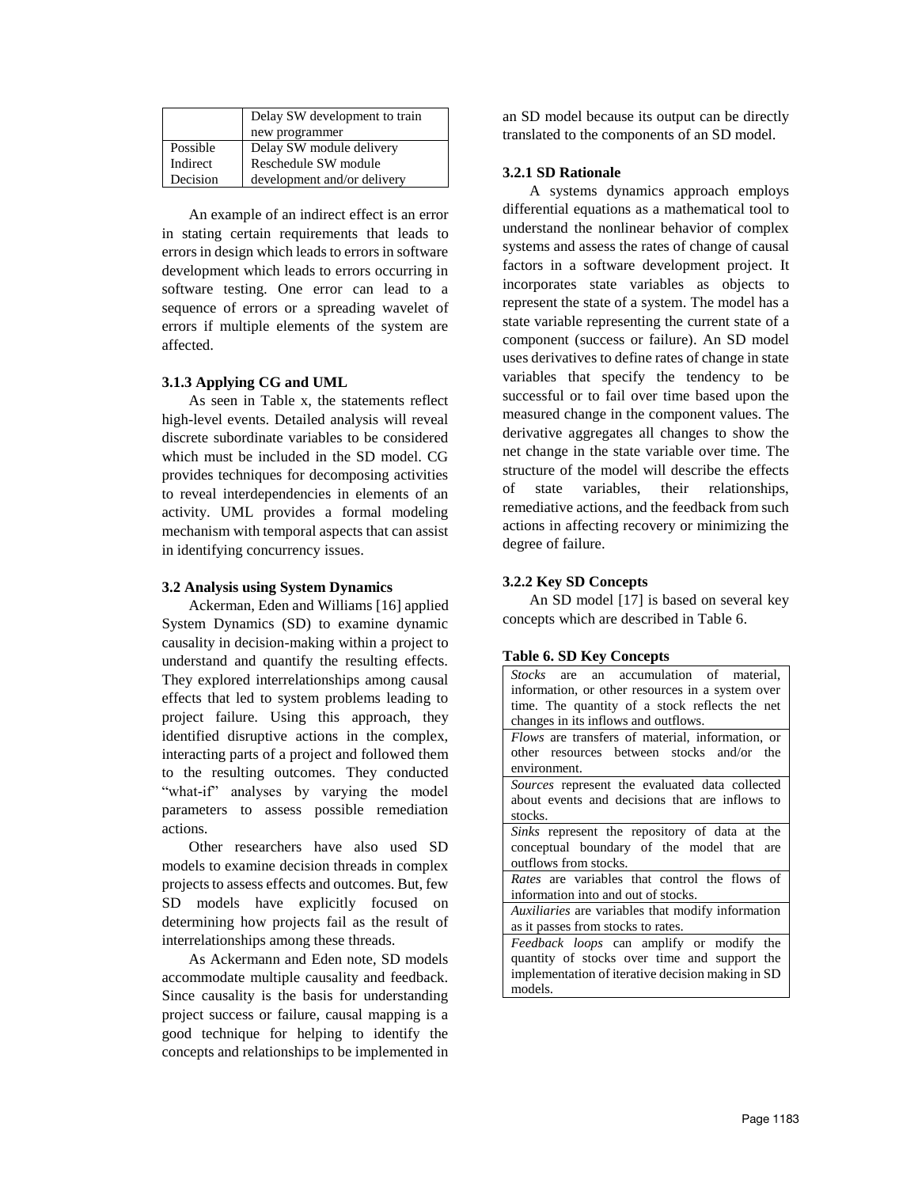| | Delay SW development to train new programmer |
|---|---|
| Possible Indirect Decision | Delay SW module delivery<br>Reschedule SW module development and/or delivery |

An example of an indirect effect is an error in stating certain requirements that leads to errors in design which leads to errors in software development which leads to errors occurring in software testing. One error can lead to a sequence of errors or a spreading wavelet of errors if multiple elements of the system are affected.

### 3.1.3 Applying CG and UML

As seen in Table x, the statements reflect high-level events. Detailed analysis will reveal discrete subordinate variables to be considered which must be included in the SD model. CG provides techniques for decomposing activities to reveal interdependencies in elements of an activity. UML provides a formal modeling mechanism with temporal aspects that can assist in identifying concurrency issues.

### 3.2 Analysis using System Dynamics

Ackerman, Eden and Williams [16] applied System Dynamics (SD) to examine dynamic causality in decision-making within a project to understand and quantify the resulting effects. They explored interrelationships among causal effects that led to system problems leading to project failure. Using this approach, they identified disruptive actions in the complex, interacting parts of a project and followed them to the resulting outcomes. They conducted "what-if" analyses by varying the model parameters to assess possible remediation actions.

Other researchers have also used SD models to examine decision threads in complex projects to assess effects and outcomes. But, few SD models have explicitly focused on determining how projects fail as the result of interrelationships among these threads.

As Ackermann and Eden note, SD models accommodate multiple causality and feedback. Since causality is the basis for understanding project success or failure, causal mapping is a good technique for helping to identify the concepts and relationships to be implemented in an SD model because its output can be directly translated to the components of an SD model.

#### 3.2.1 SD Rationale

A systems dynamics approach employs differential equations as a mathematical tool to understand the nonlinear behavior of complex systems and assess the rates of change of causal factors in a software development project. It incorporates state variables as objects to represent the state of a system. The model has a state variable representing the current state of a component (success or failure). An SD model uses derivatives to define rates of change in state variables that specify the tendency to be successful or to fail over time based upon the measured change in the component values. The derivative aggregates all changes to show the net change in the state variable over time. The structure of the model will describe the effects of state variables, their relationships, remediative actions, and the feedback from such actions in affecting recovery or minimizing the degree of failure.

#### 3.2.2 Key SD Concepts

An SD model [17] is based on several key concepts which are described in Table 6.

**Table 6. SD Key Concepts**

| |
|---|
| *Stocks* are an accumulation of material, information, or other resources in a system over time. The quantity of a stock reflects the net changes in its inflows and outflows. |
| *Flows* are transfers of material, information, or other resources between stocks and/or the environment. |
| *Sources* represent the evaluated data collected about events and decisions that are inflows to stocks. |
| *Sinks* represent the repository of data at the conceptual boundary of the model that are outflows from stocks. |
| *Rates* are variables that control the flows of information into and out of stocks. |
| *Auxiliaries* are variables that modify information as it passes from stocks to rates. |
| *Feedback loops* can amplify or modify the quantity of stocks over time and support the implementation of iterative decision making in SD models. |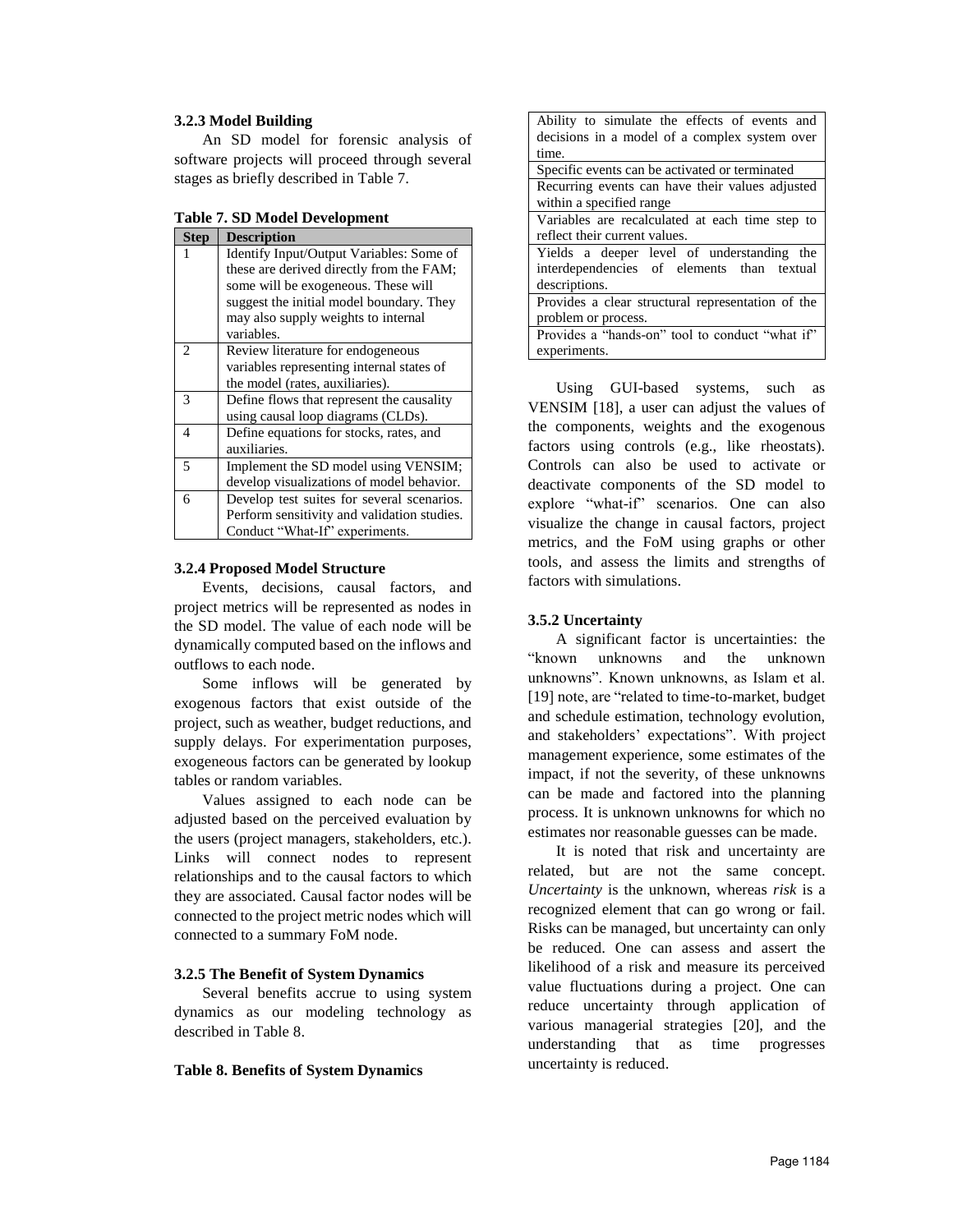### 3.2.3 Model Building

An SD model for forensic analysis of software projects will proceed through several stages as briefly described in Table 7.

**Table 7. SD Model Development**

| Step | Description |
|---|---|
| 1 | Identify Input/Output Variables: Some of these are derived directly from the FAM; some will be exogeneous. These will suggest the initial model boundary. They may also supply weights to internal variables. |
| 2 | Review literature for endogeneous variables representing internal states of the model (rates, auxiliaries). |
| 3 | Define flows that represent the causality using causal loop diagrams (CLDs). |
| 4 | Define equations for stocks, rates, and auxiliaries. |
| 5 | Implement the SD model using VENSIM; develop visualizations of model behavior. |
| 6 | Develop test suites for several scenarios. Perform sensitivity and validation studies. Conduct "What-If" experiments. |

### 3.2.4 Proposed Model Structure

Events, decisions, causal factors, and project metrics will be represented as nodes in the SD model. The value of each node will be dynamically computed based on the inflows and outflows to each node.

Some inflows will be generated by exogenous factors that exist outside of the project, such as weather, budget reductions, and supply delays. For experimentation purposes, exogeneous factors can be generated by lookup tables or random variables.

Values assigned to each node can be adjusted based on the perceived evaluation by the users (project managers, stakeholders, etc.). Links will connect nodes to represent relationships and to the causal factors to which they are associated. Causal factor nodes will be connected to the project metric nodes which will connected to a summary FoM node.

### 3.2.5 The Benefit of System Dynamics

Several benefits accrue to using system dynamics as our modeling technology as described in Table 8.

**Table 8. Benefits of System Dynamics**

| |
|---|
| Ability to simulate the effects of events and decisions in a model of a complex system over time. |
| Specific events can be activated or terminated |
| Recurring events can have their values adjusted within a specified range |
| Variables are recalculated at each time step to reflect their current values. |
| Yields a deeper level of understanding the interdependencies of elements than textual descriptions. |
| Provides a clear structural representation of the problem or process. |
| Provides a "hands-on" tool to conduct "what if" experiments. |

Using GUI-based systems, such as VENSIM [18], a user can adjust the values of the components, weights and the exogenous factors using controls (e.g., like rheostats). Controls can also be used to activate or deactivate components of the SD model to explore "what-if" scenarios. One can also visualize the change in causal factors, project metrics, and the FoM using graphs or other tools, and assess the limits and strengths of factors with simulations.

### 3.5.2 Uncertainty

A significant factor is uncertainties: the "known unknowns and the unknown unknowns". Known unknowns, as Islam et al. [19] note, are "related to time-to-market, budget and schedule estimation, technology evolution, and stakeholders' expectations". With project management experience, some estimates of the impact, if not the severity, of these unknowns can be made and factored into the planning process. It is unknown unknowns for which no estimates nor reasonable guesses can be made.

It is noted that risk and uncertainty are related, but are not the same concept. *Uncertainty* is the unknown, whereas *risk* is a recognized element that can go wrong or fail. Risks can be managed, but uncertainty can only be reduced. One can assess and assert the likelihood of a risk and measure its perceived value fluctuations during a project. One can reduce uncertainty through application of various managerial strategies [20], and the understanding that as time progresses uncertainty is reduced.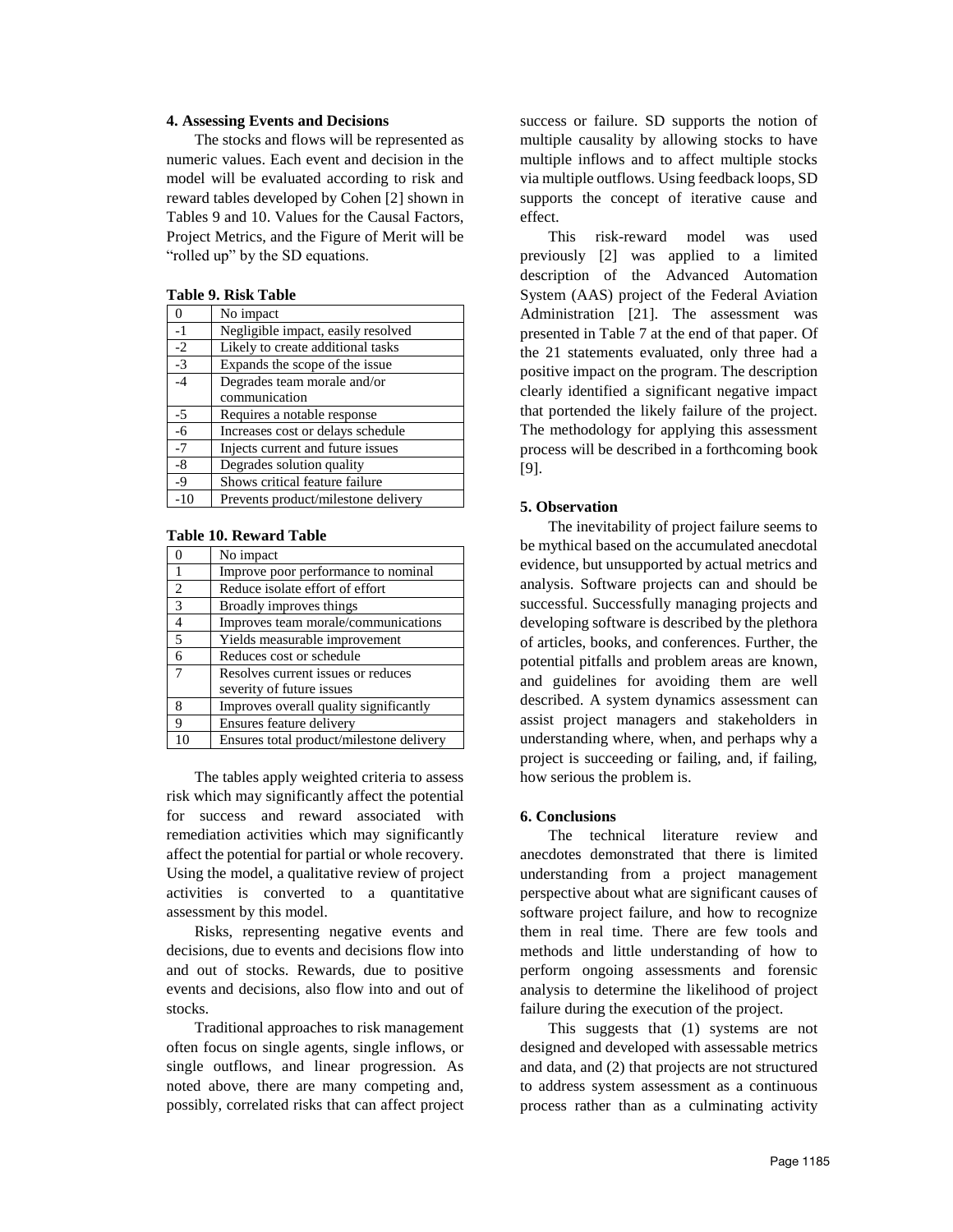### 4. Assessing Events and Decisions

The stocks and flows will be represented as numeric values. Each event and decision in the model will be evaluated according to risk and reward tables developed by Cohen [2] shown in Tables 9 and 10. Values for the Causal Factors, Project Metrics, and the Figure of Merit will be "rolled up" by the SD equations.

**Table 9. Risk Table**

| | |
|---|---|
| 0 | No impact |
| -1 | Negligible impact, easily resolved |
| -2 | Likely to create additional tasks |
| -3 | Expands the scope of the issue |
| -4 | Degrades team morale and/or communication |
| -5 | Requires a notable response |
| -6 | Increases cost or delays schedule |
| -7 | Injects current and future issues |
| -8 | Degrades solution quality |
| -9 | Shows critical feature failure |
| -10 | Prevents product/milestone delivery |

**Table 10. Reward Table**

| | |
|---|---|
| 0 | No impact |
| 1 | Improve poor performance to nominal |
| 2 | Reduce isolate effort of effort |
| 3 | Broadly improves things |
| 4 | Improves team morale/communications |
| 5 | Yields measurable improvement |
| 6 | Reduces cost or schedule |
| 7 | Resolves current issues or reduces severity of future issues |
| 8 | Improves overall quality significantly |
| 9 | Ensures feature delivery |
| 10 | Ensures total product/milestone delivery |

The tables apply weighted criteria to assess risk which may significantly affect the potential for success and reward associated with remediation activities which may significantly affect the potential for partial or whole recovery. Using the model, a qualitative review of project activities is converted to a quantitative assessment by this model.

Risks, representing negative events and decisions, due to events and decisions flow into and out of stocks. Rewards, due to positive events and decisions, also flow into and out of stocks.

Traditional approaches to risk management often focus on single agents, single inflows, or single outflows, and linear progression. As noted above, there are many competing and, possibly, correlated risks that can affect project success or failure. SD supports the notion of multiple causality by allowing stocks to have multiple inflows and to affect multiple stocks via multiple outflows. Using feedback loops, SD supports the concept of iterative cause and effect.

This risk-reward model was used previously [2] was applied to a limited description of the Advanced Automation System (AAS) project of the Federal Aviation Administration [21]. The assessment was presented in Table 7 at the end of that paper. Of the 21 statements evaluated, only three had a positive impact on the program. The description clearly identified a significant negative impact that portended the likely failure of the project. The methodology for applying this assessment process will be described in a forthcoming book [9].

### 5. Observation

The inevitability of project failure seems to be mythical based on the accumulated anecdotal evidence, but unsupported by actual metrics and analysis. Software projects can and should be successful. Successfully managing projects and developing software is described by the plethora of articles, books, and conferences. Further, the potential pitfalls and problem areas are known, and guidelines for avoiding them are well described. A system dynamics assessment can assist project managers and stakeholders in understanding where, when, and perhaps why a project is succeeding or failing, and, if failing, how serious the problem is.

### 6. Conclusions

The technical literature review and anecdotes demonstrated that there is limited understanding from a project management perspective about what are significant causes of software project failure, and how to recognize them in real time. There are few tools and methods and little understanding of how to perform ongoing assessments and forensic analysis to determine the likelihood of project failure during the execution of the project.

This suggests that (1) systems are not designed and developed with assessable metrics and data, and (2) that projects are not structured to address system assessment as a continuous process rather than as a culminating activity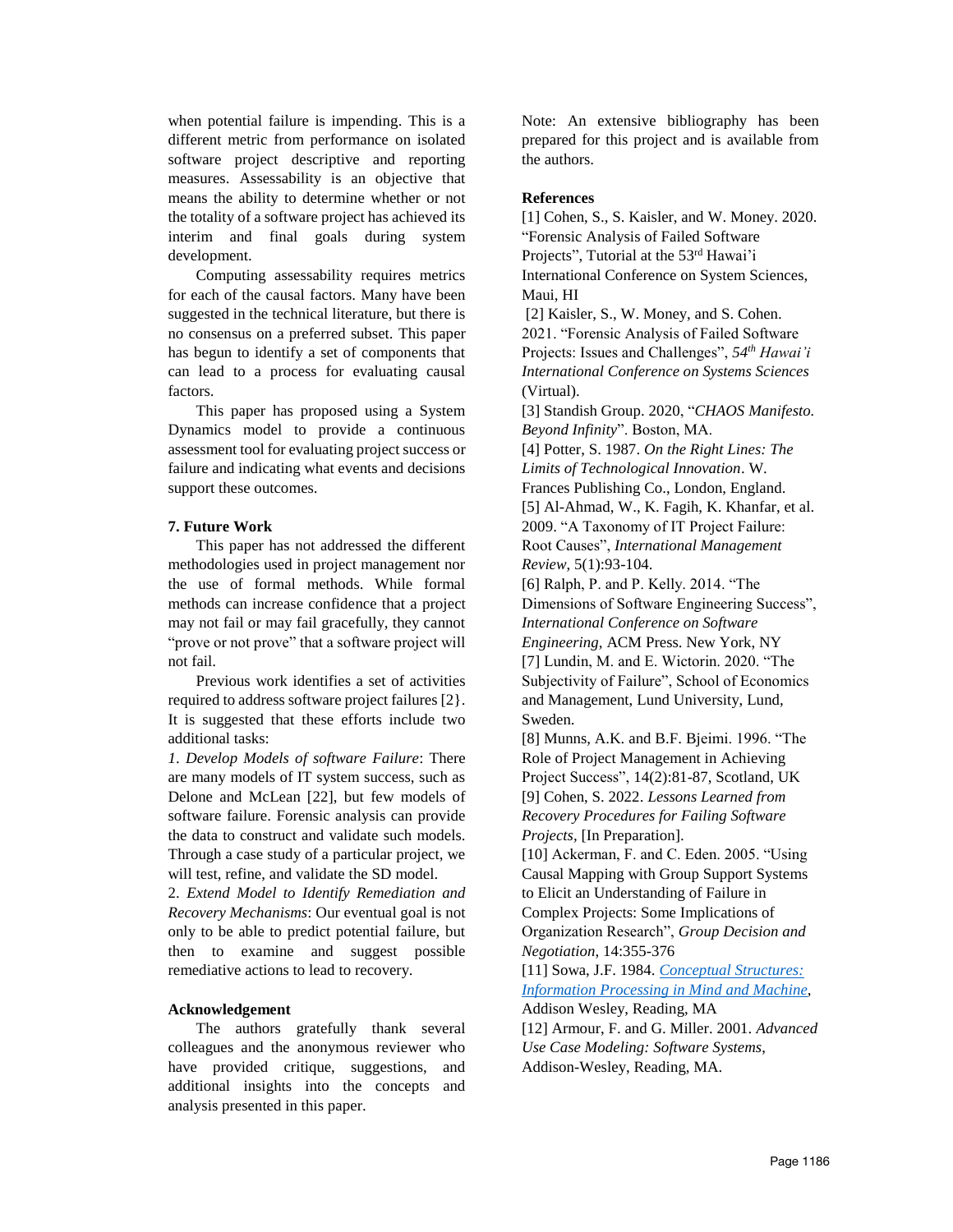when potential failure is impending. This is a different metric from performance on isolated software project descriptive and reporting measures. Assessability is an objective that means the ability to determine whether or not the totality of a software project has achieved its interim and final goals during system development.

Computing assessability requires metrics for each of the causal factors. Many have been suggested in the technical literature, but there is no consensus on a preferred subset. This paper has begun to identify a set of components that can lead to a process for evaluating causal factors.

This paper has proposed using a System Dynamics model to provide a continuous assessment tool for evaluating project success or failure and indicating what events and decisions support these outcomes.

## 7. Future Work

This paper has not addressed the different methodologies used in project management nor the use of formal methods. While formal methods can increase confidence that a project may not fail or may fail gracefully, they cannot "prove or not prove" that a software project will not fail.

Previous work identifies a set of activities required to address software project failures [2}. It is suggested that these efforts include two additional tasks:

1. *Develop Models of software Failure*: There are many models of IT system success, such as Delone and McLean [22], but few models of software failure. Forensic analysis can provide the data to construct and validate such models. Through a case study of a particular project, we will test, refine, and validate the SD model.

2. *Extend Model to Identify Remediation and Recovery Mechanisms*: Our eventual goal is not only to be able to predict potential failure, but then to examine and suggest possible remediative actions to lead to recovery.

## Acknowledgement

The authors gratefully thank several colleagues and the anonymous reviewer who have provided critique, suggestions, and additional insights into the concepts and analysis presented in this paper.

Note: An extensive bibliography has been prepared for this project and is available from the authors.

## References

[1] Cohen, S., S. Kaisler, and W. Money. 2020. "Forensic Analysis of Failed Software Projects", Tutorial at the 53rd Hawai'i International Conference on System Sciences, Maui, HI

[2] Kaisler, S., W. Money, and S. Cohen. 2021. "Forensic Analysis of Failed Software Projects: Issues and Challenges", *54th Hawai'i International Conference on Systems Sciences* (Virtual).

[3] Standish Group. 2020, "*CHAOS Manifesto. Beyond Infinity*". Boston, MA.

[4] Potter, S. 1987. *On the Right Lines: The Limits of Technological Innovation*. W. Frances Publishing Co., London, England.

[5] Al-Ahmad, W., K. Fagih, K. Khanfar, et al. 2009. "A Taxonomy of IT Project Failure: Root Causes", *International Management Review*, 5(1):93-104.

[6] Ralph, P. and P. Kelly. 2014. "The Dimensions of Software Engineering Success", *International Conference on Software Engineering*, ACM Press. New York, NY

[7] Lundin, M. and E. Wictorin. 2020. "The Subjectivity of Failure", School of Economics and Management, Lund University, Lund, Sweden.

[8] Munns, A.K. and B.F. Bjeimi. 1996. "The Role of Project Management in Achieving Project Success", 14(2):81-87, Scotland, UK

[9] Cohen, S. 2022. *Lessons Learned from Recovery Procedures for Failing Software Projects*, [In Preparation].

[10] Ackerman, F. and C. Eden. 2005. "Using Causal Mapping with Group Support Systems to Elicit an Understanding of Failure in Complex Projects: Some Implications of Organization Research", *Group Decision and Negotiation*, 14:355-376

[11] Sowa, J.F. 1984. *Conceptual Structures: Information Processing in Mind and Machine*, Addison Wesley, Reading, MA

[12] Armour, F. and G. Miller. 2001. *Advanced Use Case Modeling: Software Systems*, Addison-Wesley, Reading, MA.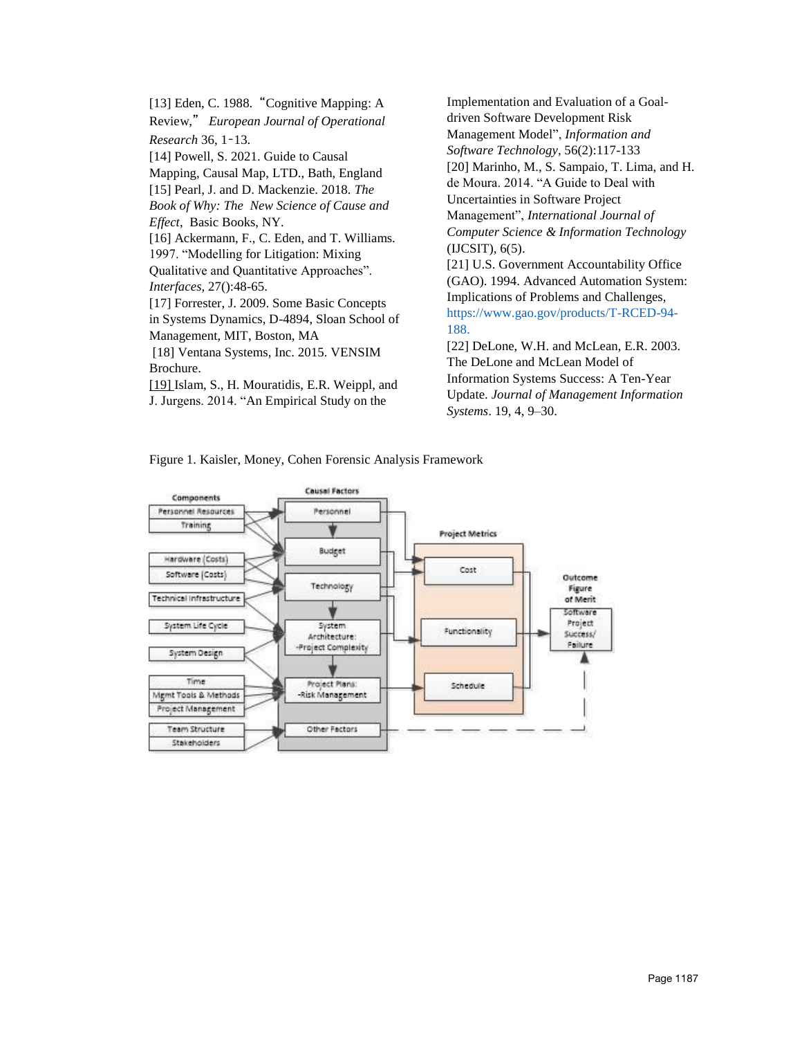[13] Eden, C. 1988. "Cognitive Mapping: A Review," *European Journal of Operational Research* 36, 1-13.

[14] Powell, S. 2021. Guide to Causal Mapping, Causal Map, LTD., Bath, England

[15] Pearl, J. and D. Mackenzie. 2018. *The Book of Why: The New Science of Cause and Effect*, Basic Books, NY.

[16] Ackermann, F., C. Eden, and T. Williams. 1997. "Modelling for Litigation: Mixing Qualitative and Quantitative Approaches". *Interfaces*, 27():48-65.

[17] Forrester, J. 2009. Some Basic Concepts in Systems Dynamics, D-4894, Sloan School of Management, MIT, Boston, MA

[18] Ventana Systems, Inc. 2015. VENSIM Brochure.

[19] Islam, S., H. Mouratidis, E.R. Weippl, and J. Jurgens. 2014. "An Empirical Study on the Implementation and Evaluation of a Goal-driven Software Development Risk Management Model", *Information and Software Technology*, 56(2):117-133

[20] Marinho, M., S. Sampaio, T. Lima, and H. de Moura. 2014. "A Guide to Deal with Uncertainties in Software Project Management", *International Journal of Computer Science & Information Technology* (IJCSIT), 6(5).

[21] U.S. Government Accountability Office (GAO). 1994. Advanced Automation System: Implications of Problems and Challenges, https://www.gao.gov/products/T-RCED-94-188.

[22] DeLone, W.H. and McLean, E.R. 2003. The DeLone and McLean Model of Information Systems Success: A Ten-Year Update. *Journal of Management Information Systems*. 19, 4, 9–30.

Figure 1. Kaisler, Money, Cohen Forensic Analysis Framework

Components
Personnel Resources
Training
Hardware (Costs)
Software (Costs)
Technical Infrastructure
System Life Cycle
System Design
Time
Mgmt Tools & Methods
Project Management
Team Structure
Stakeholders

Causal Factors
Personnel
Budget
Technology
System Architecture: -Project Complexity
Project Plans: -Risk Management
Other Factors

Project Metrics
Cost
Functionality
Schedule

Outcome Figure of Merit
Software Project Success/ Failure